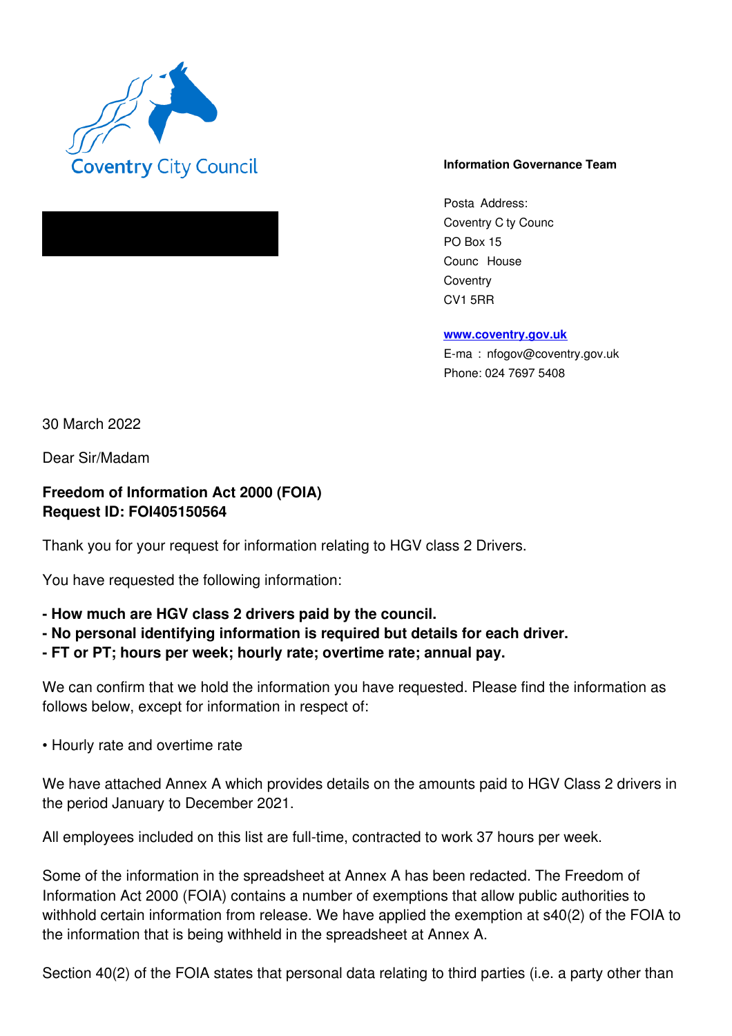Coventry City Council

**Information Governance Team**

Posta Address:
Coventry C ty Counc
PO Box 15
Counc House
Coventry
CV1 5RR

**www.coventry.gov.uk**
E-ma : nfogov@coventry.gov.uk
Phone: 024 7697 5408

30 March 2022

Dear Sir/Madam

**Freedom of Information Act 2000 (FOIA)**
**Request ID: FOI405150564**

Thank you for your request for information relating to HGV class 2 Drivers.

You have requested the following information:

**- How much are HGV class 2 drivers paid by the council.**
**- No personal identifying information is required but details for each driver.**
**- FT or PT; hours per week; hourly rate; overtime rate; annual pay.**

We can confirm that we hold the information you have requested. Please find the information as follows below, except for information in respect of:

• Hourly rate and overtime rate

We have attached Annex A which provides details on the amounts paid to HGV Class 2 drivers in the period January to December 2021.

All employees included on this list are full-time, contracted to work 37 hours per week.

Some of the information in the spreadsheet at Annex A has been redacted. The Freedom of Information Act 2000 (FOIA) contains a number of exemptions that allow public authorities to withhold certain information from release. We have applied the exemption at s40(2) of the FOIA to the information that is being withheld in the spreadsheet at Annex A.

Section 40(2) of the FOIA states that personal data relating to third parties (i.e. a party other than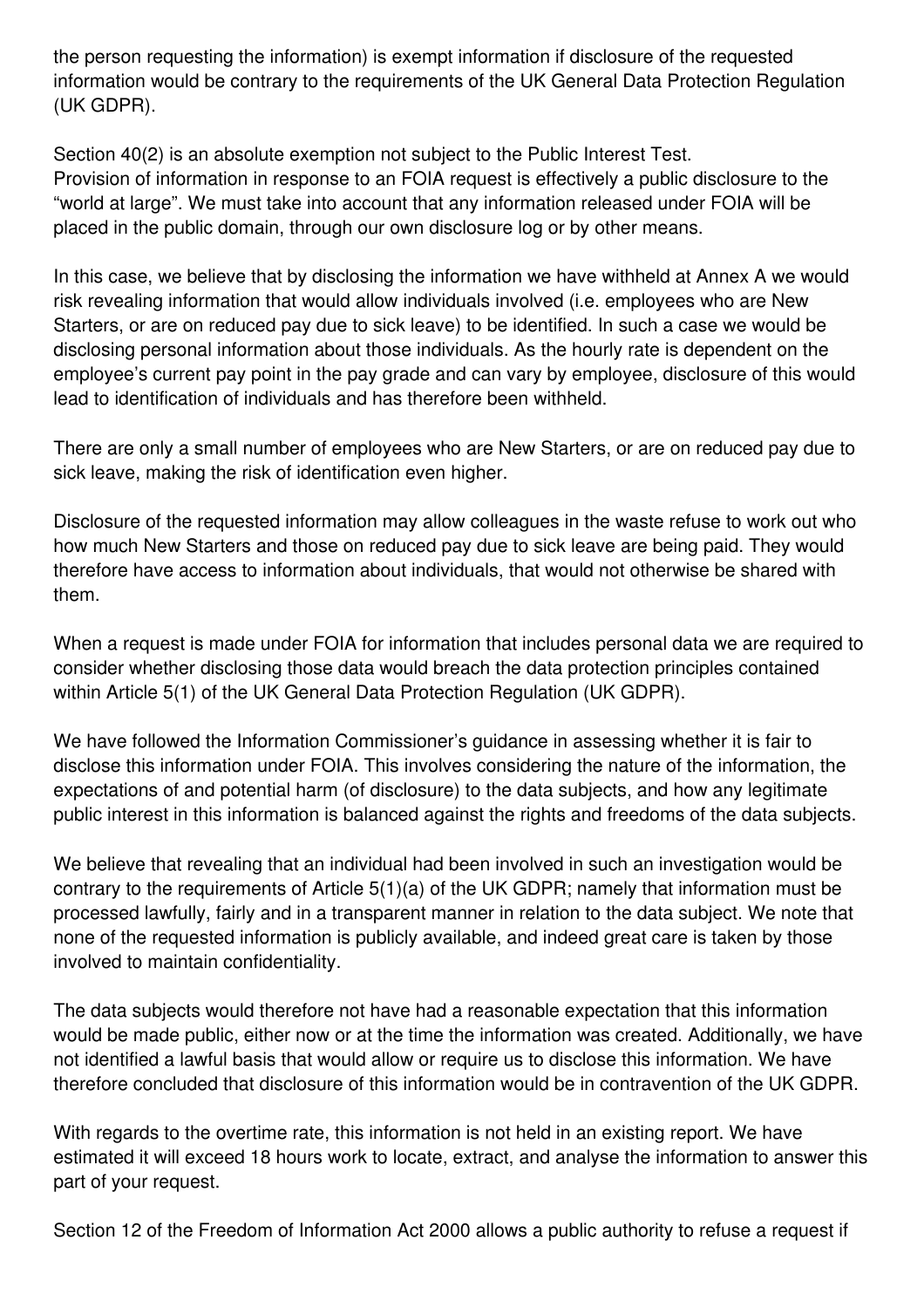the person requesting the information) is exempt information if disclosure of the requested information would be contrary to the requirements of the UK General Data Protection Regulation (UK GDPR).

Section 40(2) is an absolute exemption not subject to the Public Interest Test.
Provision of information in response to an FOIA request is effectively a public disclosure to the "world at large". We must take into account that any information released under FOIA will be placed in the public domain, through our own disclosure log or by other means.

In this case, we believe that by disclosing the information we have withheld at Annex A we would risk revealing information that would allow individuals involved (i.e. employees who are New Starters, or are on reduced pay due to sick leave) to be identified. In such a case we would be disclosing personal information about those individuals. As the hourly rate is dependent on the employee's current pay point in the pay grade and can vary by employee, disclosure of this would lead to identification of individuals and has therefore been withheld.

There are only a small number of employees who are New Starters, or are on reduced pay due to sick leave, making the risk of identification even higher.

Disclosure of the requested information may allow colleagues in the waste refuse to work out who how much New Starters and those on reduced pay due to sick leave are being paid. They would therefore have access to information about individuals, that would not otherwise be shared with them.

When a request is made under FOIA for information that includes personal data we are required to consider whether disclosing those data would breach the data protection principles contained within Article 5(1) of the UK General Data Protection Regulation (UK GDPR).

We have followed the Information Commissioner's guidance in assessing whether it is fair to disclose this information under FOIA. This involves considering the nature of the information, the expectations of and potential harm (of disclosure) to the data subjects, and how any legitimate public interest in this information is balanced against the rights and freedoms of the data subjects.

We believe that revealing that an individual had been involved in such an investigation would be contrary to the requirements of Article 5(1)(a) of the UK GDPR; namely that information must be processed lawfully, fairly and in a transparent manner in relation to the data subject. We note that none of the requested information is publicly available, and indeed great care is taken by those involved to maintain confidentiality.

The data subjects would therefore not have had a reasonable expectation that this information would be made public, either now or at the time the information was created. Additionally, we have not identified a lawful basis that would allow or require us to disclose this information. We have therefore concluded that disclosure of this information would be in contravention of the UK GDPR.

With regards to the overtime rate, this information is not held in an existing report. We have estimated it will exceed 18 hours work to locate, extract, and analyse the information to answer this part of your request.

Section 12 of the Freedom of Information Act 2000 allows a public authority to refuse a request if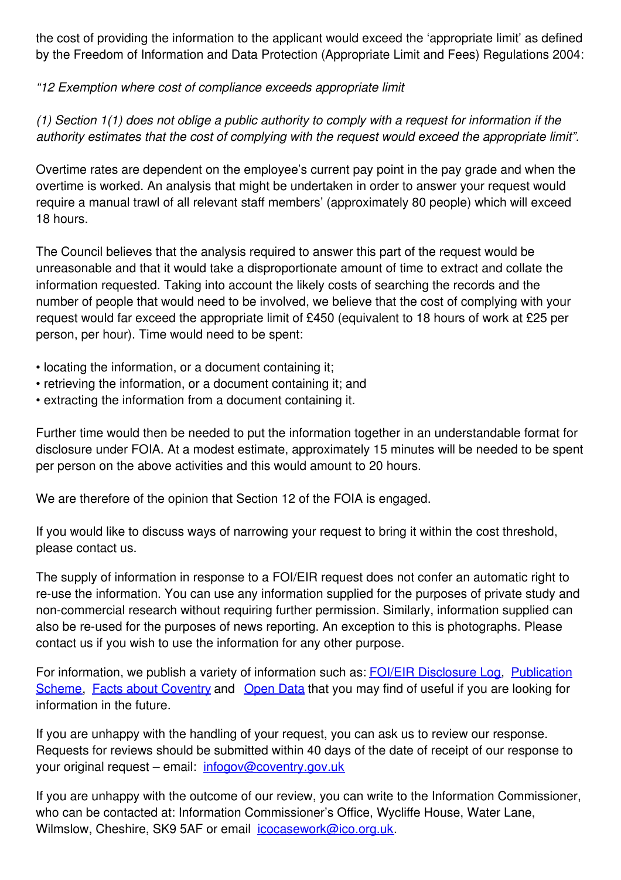the cost of providing the information to the applicant would exceed the 'appropriate limit' as defined by the Freedom of Information and Data Protection (Appropriate Limit and Fees) Regulations 2004:

*"12 Exemption where cost of compliance exceeds appropriate limit*

*(1) Section 1(1) does not oblige a public authority to comply with a request for information if the authority estimates that the cost of complying with the request would exceed the appropriate limit".*

Overtime rates are dependent on the employee's current pay point in the pay grade and when the overtime is worked. An analysis that might be undertaken in order to answer your request would require a manual trawl of all relevant staff members' (approximately 80 people) which will exceed 18 hours.

The Council believes that the analysis required to answer this part of the request would be unreasonable and that it would take a disproportionate amount of time to extract and collate the information requested. Taking into account the likely costs of searching the records and the number of people that would need to be involved, we believe that the cost of complying with your request would far exceed the appropriate limit of £450 (equivalent to 18 hours of work at £25 per person, per hour). Time would need to be spent:

- locating the information, or a document containing it;
- retrieving the information, or a document containing it; and
- extracting the information from a document containing it.

Further time would then be needed to put the information together in an understandable format for disclosure under FOIA. At a modest estimate, approximately 15 minutes will be needed to be spent per person on the above activities and this would amount to 20 hours.

We are therefore of the opinion that Section 12 of the FOIA is engaged.

If you would like to discuss ways of narrowing your request to bring it within the cost threshold, please contact us.

The supply of information in response to a FOI/EIR request does not confer an automatic right to re-use the information. You can use any information supplied for the purposes of private study and non-commercial research without requiring further permission. Similarly, information supplied can also be re-used for the purposes of news reporting. An exception to this is photographs. Please contact us if you wish to use the information for any other purpose.

For information, we publish a variety of information such as: FOI/EIR Disclosure Log, Publication Scheme, Facts about Coventry and Open Data that you may find of useful if you are looking for information in the future.

If you are unhappy with the handling of your request, you can ask us to review our response. Requests for reviews should be submitted within 40 days of the date of receipt of our response to your original request – email: infogov@coventry.gov.uk

If you are unhappy with the outcome of our review, you can write to the Information Commissioner, who can be contacted at: Information Commissioner's Office, Wycliffe House, Water Lane, Wilmslow, Cheshire, SK9 5AF or email icocasework@ico.org.uk.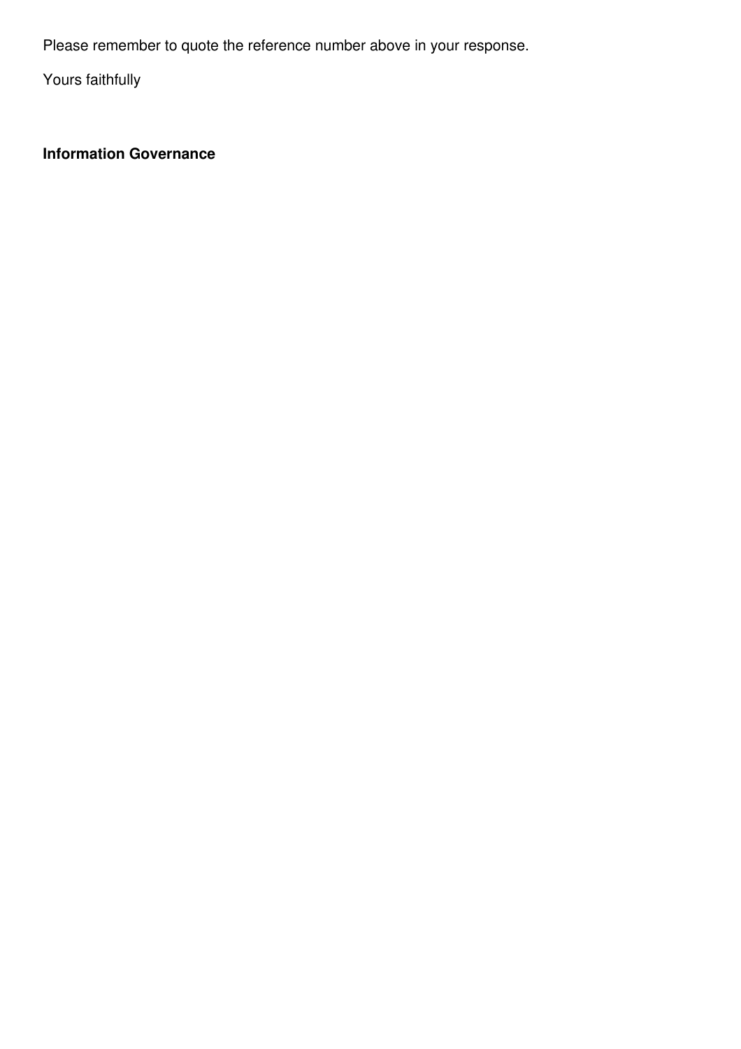Please remember to quote the reference number above in your response.

Yours faithfully

**Information Governance**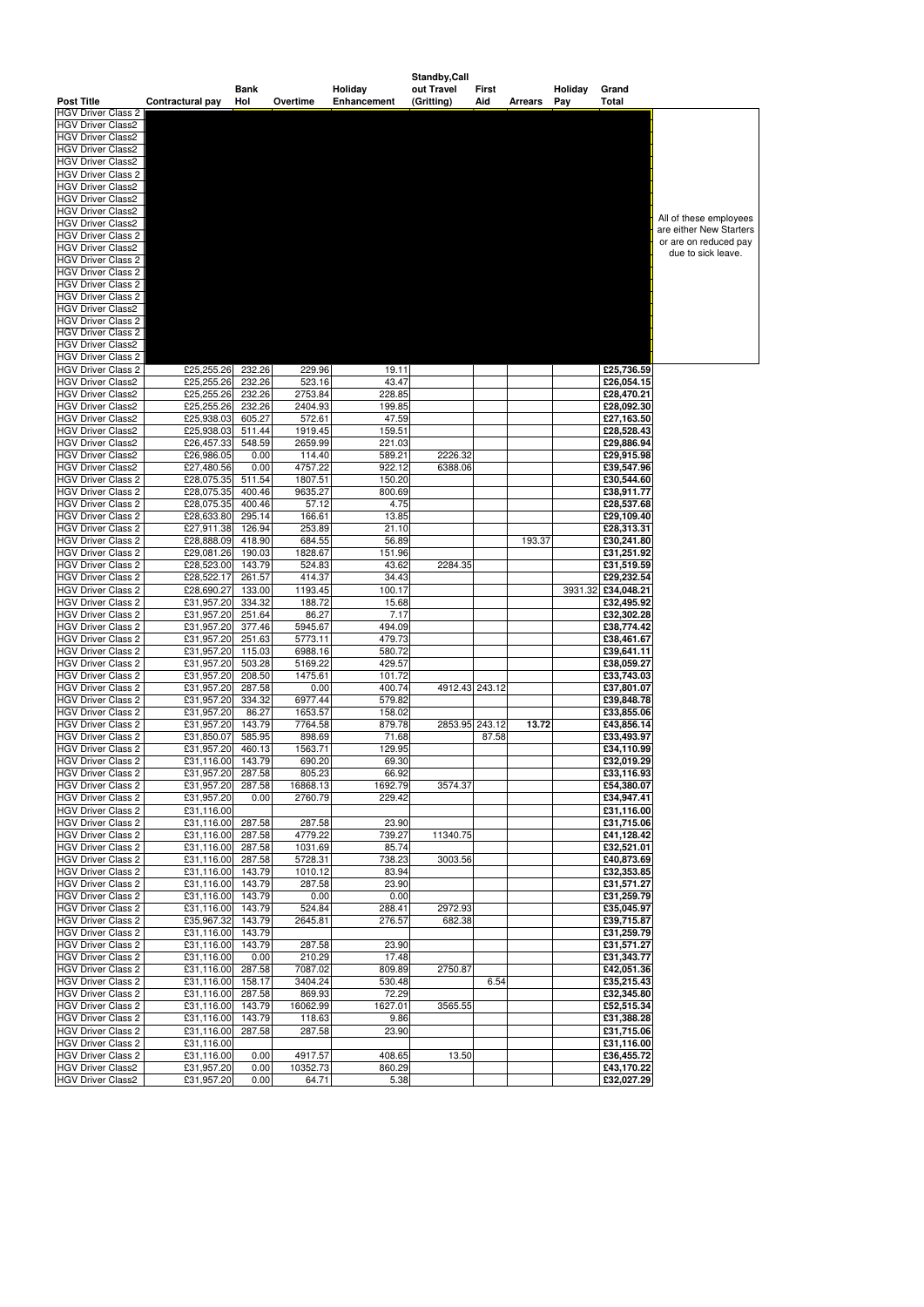| Post Title | Contractual pay | Bank Hol | Overtime | Holiday Enhancement | Standby,Call out Travel (Gritting) | First Aid | Arrears | Holiday Pay | Grand Total |
|---|---|---|---|---|---|---|---|---|---|
| HGV Driver Class 2 | | | | | | | | | |
| HGV Driver Class2 | | | | | | | | | |
| HGV Driver Class2 | | | | | | | | | |
| HGV Driver Class2 | | | | | | | | | |
| HGV Driver Class2 | | | | | | | | | |
| HGV Driver Class 2 | | | | | | | | | |
| HGV Driver Class2 | | | | | | | | | |
| HGV Driver Class2 | | | | | | | | | |
| HGV Driver Class2 | | | | | | | | | |
| HGV Driver Class2 | | | | | | | | | |
| HGV Driver Class 2 | | | | | | | | | |
| HGV Driver Class2 | | | | | | | | | |
| HGV Driver Class 2 | | | | | | | | | |
| HGV Driver Class 2 | | | | | | | | | |
| HGV Driver Class 2 | | | | | | | | | |
| HGV Driver Class 2 | | | | | | | | | |
| HGV Driver Class2 | | | | | | | | | |
| HGV Driver Class 2 | | | | | | | | | |
| HGV Driver Class 2 | | | | | | | | | |
| HGV Driver Class2 | | | | | | | | | |
| HGV Driver Class 2 | | | | | | | | | |
| HGV Driver Class 2 | £25,255.26 | 232.26 | 229.96 | 19.11 | | | | | **£25,736.59** |
| HGV Driver Class2 | £25,255.26 | 232.26 | 523.16 | 43.47 | | | | | **£26,054.15** |
| HGV Driver Class2 | £25,255.26 | 232.26 | 2753.84 | 228.85 | | | | | **£28,470.21** |
| HGV Driver Class2 | £25,255.26 | 232.26 | 2404.93 | 199.85 | | | | | **£28,092.30** |
| HGV Driver Class2 | £25,938.03 | 605.27 | 572.61 | 47.59 | | | | | **£27,163.50** |
| HGV Driver Class2 | £25,938.03 | 511.44 | 1919.45 | 159.51 | | | | | **£28,528.43** |
| HGV Driver Class2 | £26,457.33 | 548.59 | 2659.99 | 221.03 | | | | | **£29,886.94** |
| HGV Driver Class2 | £26,986.05 | 0.00 | 114.40 | 589.21 | 2226.32 | | | | **£29,915.98** |
| HGV Driver Class2 | £27,480.56 | 0.00 | 4757.22 | 922.12 | 6388.06 | | | | **£39,547.96** |
| HGV Driver Class 2 | £28,075.35 | 511.54 | 1807.51 | 150.20 | | | | | **£30,544.60** |
| HGV Driver Class 2 | £28,075.35 | 400.46 | 9635.27 | 800.69 | | | | | **£38,911.77** |
| HGV Driver Class 2 | £28,075.35 | 400.46 | 57.12 | 4.75 | | | | | **£28,537.68** |
| HGV Driver Class 2 | £28,633.80 | 295.14 | 166.61 | 13.85 | | | | | **£29,109.40** |
| HGV Driver Class 2 | £27,911.38 | 126.94 | 253.89 | 21.10 | | | | | **£28,313.31** |
| HGV Driver Class 2 | £28,888.09 | 418.90 | 684.55 | 56.89 | | | 193.37 | | **£30,241.80** |
| HGV Driver Class 2 | £29,081.26 | 190.03 | 1828.67 | 151.96 | | | | | **£31,251.92** |
| HGV Driver Class 2 | £28,523.00 | 143.79 | 524.83 | 43.62 | 2284.35 | | | | **£31,519.59** |
| HGV Driver Class 2 | £28,522.17 | 261.57 | 414.37 | 34.43 | | | | | **£29,232.54** |
| HGV Driver Class 2 | £28,690.27 | 133.00 | 1193.45 | 100.17 | | | | 3931.32 | **£34,048.21** |
| HGV Driver Class 2 | £31,957.20 | 334.32 | 188.72 | 15.68 | | | | | **£32,495.92** |
| HGV Driver Class 2 | £31,957.20 | 251.64 | 86.27 | 7.17 | | | | | **£32,302.28** |
| HGV Driver Class 2 | £31,957.20 | 377.46 | 5945.67 | 494.09 | | | | | **£38,774.42** |
| HGV Driver Class 2 | £31,957.20 | 251.63 | 5773.11 | 479.73 | | | | | **£38,461.67** |
| HGV Driver Class 2 | £31,957.20 | 115.03 | 6988.16 | 580.72 | | | | | **£39,641.11** |
| HGV Driver Class 2 | £31,957.20 | 503.28 | 5169.22 | 429.57 | | | | | **£38,059.27** |
| HGV Driver Class 2 | £31,957.20 | 208.50 | 1475.61 | 101.72 | | | | | **£33,743.03** |
| HGV Driver Class 2 | £31,957.20 | 287.58 | 0.00 | 400.74 | 4912.43 | 243.12 | | | **£37,801.07** |
| HGV Driver Class 2 | £31,957.20 | 334.32 | 6977.44 | 579.82 | | | | | **£39,848.78** |
| HGV Driver Class 2 | £31,957.20 | 86.27 | 1653.57 | 158.02 | | | | | **£33,855.06** |
| HGV Driver Class 2 | £31,957.20 | 143.79 | 7764.58 | 879.78 | 2853.95 | 243.12 | **13.72** | | **£43,856.14** |
| HGV Driver Class 2 | £31,850.07 | 585.95 | 898.69 | 71.68 | | 87.58 | | | **£33,493.97** |
| HGV Driver Class 2 | £31,957.20 | 460.13 | 1563.71 | 129.95 | | | | | **£34,110.99** |
| HGV Driver Class 2 | £31,116.00 | 143.79 | 690.20 | 69.30 | | | | | **£32,019.29** |
| HGV Driver Class 2 | £31,957.20 | 287.58 | 805.23 | 66.92 | | | | | **£33,116.93** |
| HGV Driver Class 2 | £31,957.20 | 287.58 | 16868.13 | 1692.79 | 3574.37 | | | | **£54,380.07** |
| HGV Driver Class 2 | £31,957.20 | 0.00 | 2760.79 | 229.42 | | | | | **£34,947.41** |
| HGV Driver Class 2 | £31,116.00 | | | | | | | | **£31,116.00** |
| HGV Driver Class 2 | £31,116.00 | 287.58 | 287.58 | 23.90 | | | | | **£31,715.06** |
| HGV Driver Class 2 | £31,116.00 | 287.58 | 4779.22 | 739.27 | 11340.75 | | | | **£41,128.42** |
| HGV Driver Class 2 | £31,116.00 | 287.58 | 1031.69 | 85.74 | | | | | **£32,521.01** |
| HGV Driver Class 2 | £31,116.00 | 287.58 | 5728.31 | 738.23 | 3003.56 | | | | **£40,873.69** |
| HGV Driver Class 2 | £31,116.00 | 143.79 | 1010.12 | 83.94 | | | | | **£32,353.85** |
| HGV Driver Class 2 | £31,116.00 | 143.79 | 287.58 | 23.90 | | | | | **£31,571.27** |
| HGV Driver Class 2 | £31,116.00 | 143.79 | 0.00 | 0.00 | | | | | **£31,259.79** |
| HGV Driver Class 2 | £31,116.00 | 143.79 | 524.84 | 288.41 | 2972.93 | | | | **£35,045.97** |
| HGV Driver Class 2 | £35,967.32 | 143.79 | 2645.81 | 276.57 | 682.38 | | | | **£39,715.87** |
| HGV Driver Class 2 | £31,116.00 | 143.79 | | | | | | | **£31,259.79** |
| HGV Driver Class 2 | £31,116.00 | 143.79 | 287.58 | 23.90 | | | | | **£31,571.27** |
| HGV Driver Class 2 | £31,116.00 | 0.00 | 210.29 | 17.48 | | | | | **£31,343.77** |
| HGV Driver Class 2 | £31,116.00 | 287.58 | 7087.02 | 809.89 | 2750.87 | | | | **£42,051.36** |
| HGV Driver Class 2 | £31,116.00 | 158.17 | 3404.24 | 530.48 | | 6.54 | | | **£35,215.43** |
| HGV Driver Class 2 | £31,116.00 | 287.58 | 869.93 | 72.29 | | | | | **£32,345.80** |
| HGV Driver Class 2 | £31,116.00 | 143.79 | 16062.99 | 1627.01 | 3565.55 | | | | **£52,515.34** |
| HGV Driver Class 2 | £31,116.00 | 143.79 | 118.63 | 9.86 | | | | | **£31,388.28** |
| HGV Driver Class 2 | £31,116.00 | 287.58 | 287.58 | 23.90 | | | | | **£31,715.06** |
| HGV Driver Class 2 | £31,116.00 | | | | | | | | **£31,116.00** |
| HGV Driver Class 2 | £31,116.00 | 0.00 | 4917.57 | 408.65 | 13.50 | | | | **£36,455.72** |
| HGV Driver Class2 | £31,957.20 | 0.00 | 10352.73 | 860.29 | | | | | **£43,170.22** |
| HGV Driver Class2 | £31,957.20 | 0.00 | 64.71 | 5.38 | | | | | **£32,027.29** |

All of these employees are either New Starters or are on reduced pay due to sick leave.